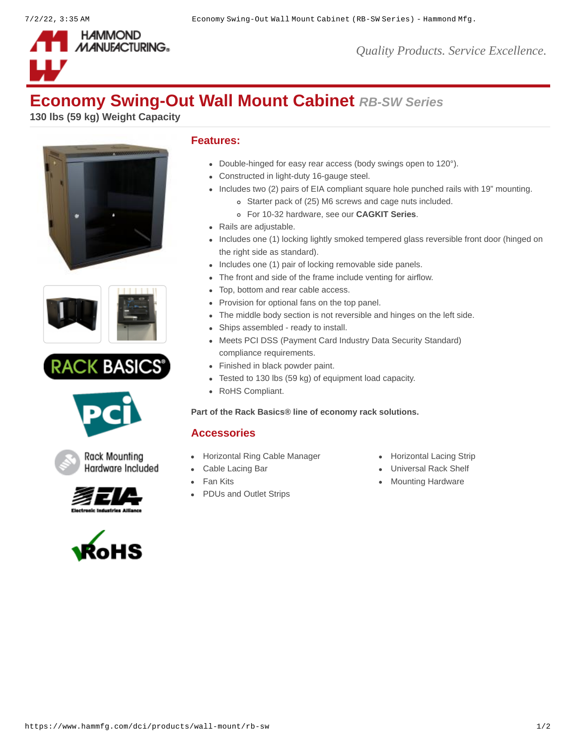# Economy Swing-Out Wall Mount Cabinet *RB-SW Series*

**130 lbs (59 kg) Weight Capacity**

## Features:

- Double-hinged for easy rear access (body swings open to 120°).
- Constructed in light-duty 16-gauge steel.
- Includes two (2) pairs of EIA compliant square hole punched rails with 19" mounting.
  - Starter pack of (25) M6 screws and cage nuts included.
  - For 10-32 hardware, see our **CAGKIT Series**.
- Rails are adjustable.
- Includes one (1) locking lightly smoked tempered glass reversible front door (hinged on the right side as standard).
- Includes one (1) pair of locking removable side panels.
- The front and side of the frame include venting for airflow.
- Top, bottom and rear cable access.
- Provision for optional fans on the top panel.
- The middle body section is not reversible and hinges on the left side.
- Ships assembled - ready to install.
- Meets PCI DSS (Payment Card Industry Data Security Standard) compliance requirements.
- Finished in black powder paint.
- Tested to 130 lbs (59 kg) of equipment load capacity.
- RoHS Compliant.

**Part of the Rack Basics® line of economy rack solutions.**

## Accessories

- Horizontal Ring Cable Manager
- Cable Lacing Bar
- Fan Kits
- PDUs and Outlet Strips
- Horizontal Lacing Strip
- Universal Rack Shelf
- Mounting Hardware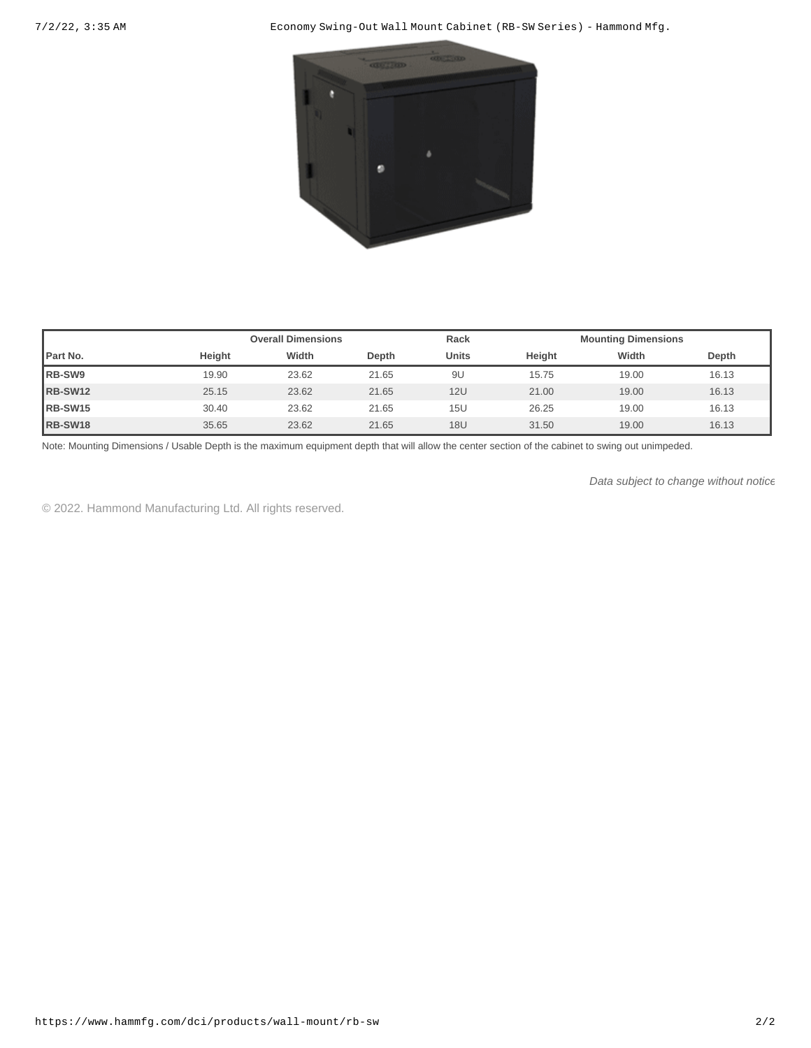| | Overall Dimensions | | | Rack | Mounting Dimensions | | |
|---|---|---|---|---|---|---|---|
| **Part No.** | **Height** | **Width** | **Depth** | **Units** | **Height** | **Width** | **Depth** |
| **RB-SW9** | 19.90 | 23.62 | 21.65 | 9U | 15.75 | 19.00 | 16.13 |
| **RB-SW12** | 25.15 | 23.62 | 21.65 | 12U | 21.00 | 19.00 | 16.13 |
| **RB-SW15** | 30.40 | 23.62 | 21.65 | 15U | 26.25 | 19.00 | 16.13 |
| **RB-SW18** | 35.65 | 23.62 | 21.65 | 18U | 31.50 | 19.00 | 16.13 |

Note: Mounting Dimensions / Usable Depth is the maximum equipment depth that will allow the center section of the cabinet to swing out unimpeded.

*Data subject to change without notice*

© 2022. Hammond Manufacturing Ltd. All rights reserved.